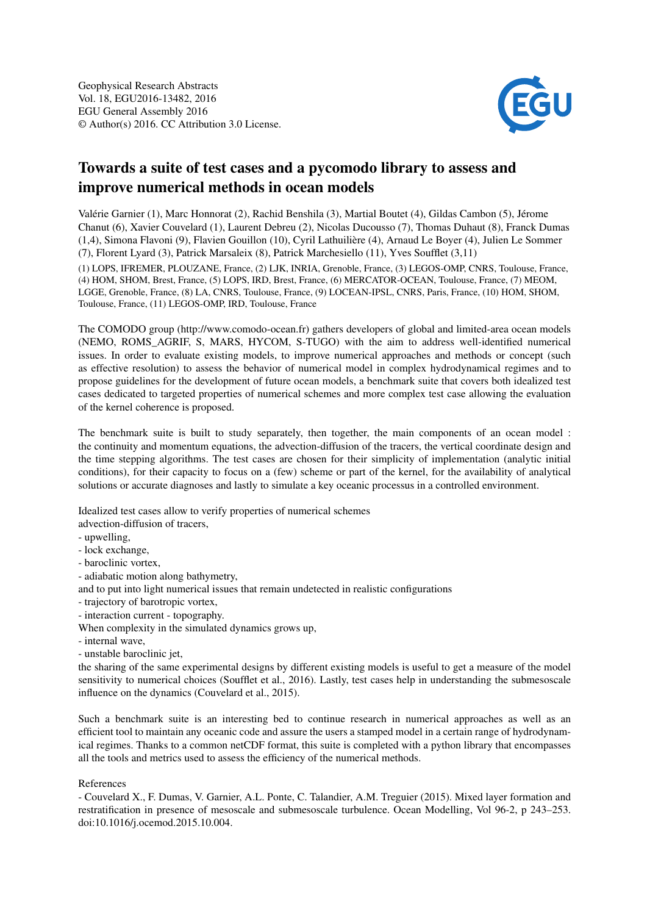Geophysical Research Abstracts
Vol. 18, EGU2016-13482, 2016
EGU General Assembly 2016
© Author(s) 2016. CC Attribution 3.0 License.

# Towards a suite of test cases and a pycomodo library to assess and improve numerical methods in ocean models

Valérie Garnier (1), Marc Honnorat (2), Rachid Benshila (3), Martial Boutet (4), Gildas Cambon (5), Jérome Chanut (6), Xavier Couvelard (1), Laurent Debreu (2), Nicolas Ducousso (7), Thomas Duhaut (8), Franck Dumas (1,4), Simona Flavoni (9), Flavien Gouillon (10), Cyril Lathuilière (4), Arnaud Le Boyer (4), Julien Le Sommer (7), Florent Lyard (3), Patrick Marsaleix (8), Patrick Marchesiello (11), Yves Soufflet (3,11)

(1) LOPS, IFREMER, PLOUZANE, France, (2) LJK, INRIA, Grenoble, France, (3) LEGOS-OMP, CNRS, Toulouse, France, (4) HOM, SHOM, Brest, France, (5) LOPS, IRD, Brest, France, (6) MERCATOR-OCEAN, Toulouse, France, (7) MEOM, LGGE, Grenoble, France, (8) LA, CNRS, Toulouse, France, (9) LOCEAN-IPSL, CNRS, Paris, France, (10) HOM, SHOM, Toulouse, France, (11) LEGOS-OMP, IRD, Toulouse, France

The COMODO group (http://www.comodo-ocean.fr) gathers developers of global and limited-area ocean models (NEMO, ROMS_AGRIF, S, MARS, HYCOM, S-TUGO) with the aim to address well-identified numerical issues. In order to evaluate existing models, to improve numerical approaches and methods or concept (such as effective resolution) to assess the behavior of numerical model in complex hydrodynamical regimes and to propose guidelines for the development of future ocean models, a benchmark suite that covers both idealized test cases dedicated to targeted properties of numerical schemes and more complex test case allowing the evaluation of the kernel coherence is proposed.

The benchmark suite is built to study separately, then together, the main components of an ocean model : the continuity and momentum equations, the advection-diffusion of the tracers, the vertical coordinate design and the time stepping algorithms. The test cases are chosen for their simplicity of implementation (analytic initial conditions), for their capacity to focus on a (few) scheme or part of the kernel, for the availability of analytical solutions or accurate diagnoses and lastly to simulate a key oceanic processus in a controlled environment.

Idealized test cases allow to verify properties of numerical schemes
advection-diffusion of tracers,
- upwelling,
- lock exchange,
- baroclinic vortex,
- adiabatic motion along bathymetry,

and to put into light numerical issues that remain undetected in realistic configurations
- trajectory of barotropic vortex,
- interaction current - topography.

When complexity in the simulated dynamics grows up,
- internal wave,
- unstable baroclinic jet,

the sharing of the same experimental designs by different existing models is useful to get a measure of the model sensitivity to numerical choices (Soufflet et al., 2016). Lastly, test cases help in understanding the submesoscale influence on the dynamics (Couvelard et al., 2015).

Such a benchmark suite is an interesting bed to continue research in numerical approaches as well as an efficient tool to maintain any oceanic code and assure the users a stamped model in a certain range of hydrodynamical regimes. Thanks to a common netCDF format, this suite is completed with a python library that encompasses all the tools and metrics used to assess the efficiency of the numerical methods.

References

- Couvelard X., F. Dumas, V. Garnier, A.L. Ponte, C. Talandier, A.M. Treguier (2015). Mixed layer formation and restratification in presence of mesoscale and submesoscale turbulence. Ocean Modelling, Vol 96-2, p 243–253. doi:10.1016/j.ocemod.2015.10.004.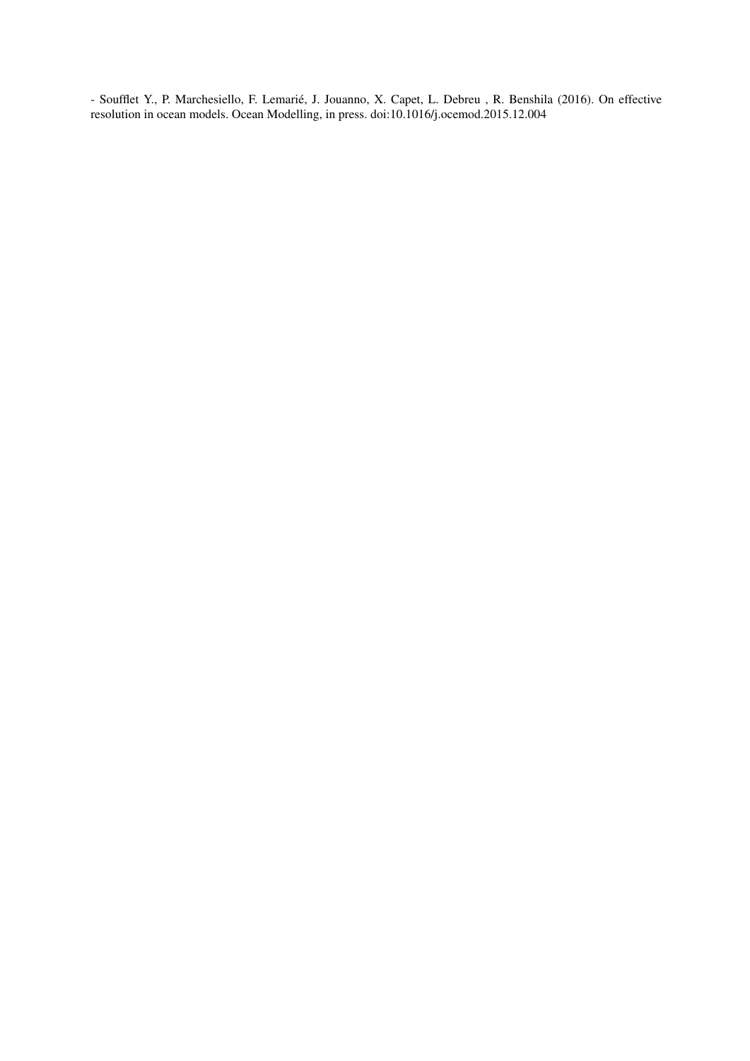- Soufflet Y., P. Marchesiello, F. Lemarié, J. Jouanno, X. Capet, L. Debreu , R. Benshila (2016). On effective resolution in ocean models. Ocean Modelling, in press. doi:10.1016/j.ocemod.2015.12.004